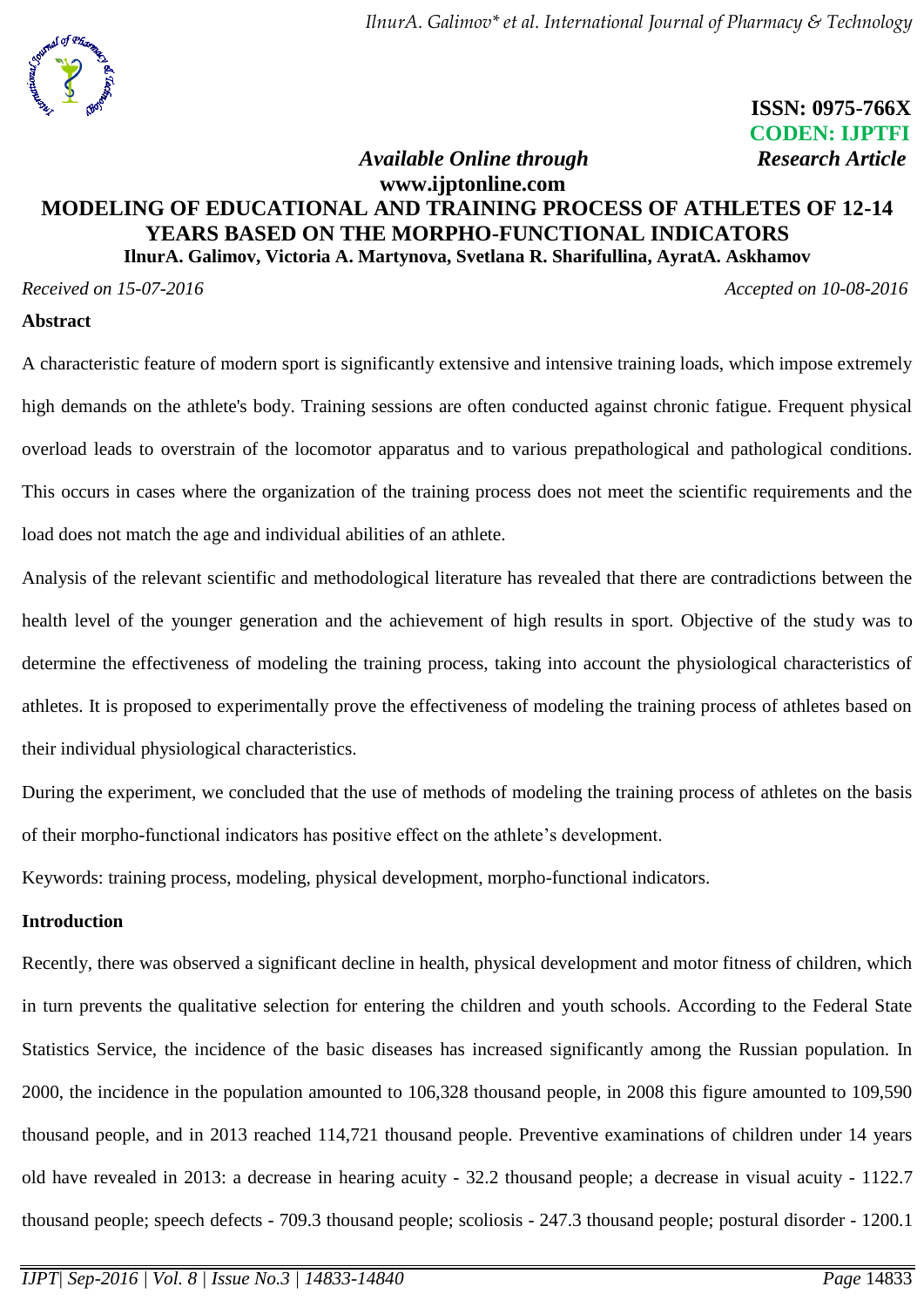ISSN: 0975-766X
CODEN: IJPTFI
*Research Article*

*Available Online through*
**www.ijptonline.com**

# MODELING OF EDUCATIONAL AND TRAINING PROCESS OF ATHLETES OF 12-14 YEARS BASED ON THE MORPHO-FUNCTIONAL INDICATORS

**IlnurA. Galimov, Victoria A. Martynova, Svetlana R. Sharifullina, AyratA. Askhamov**

*Received on 15-07-2016* *Accepted on 10-08-2016*

## Abstract

A characteristic feature of modern sport is significantly extensive and intensive training loads, which impose extremely high demands on the athlete's body. Training sessions are often conducted against chronic fatigue. Frequent physical overload leads to overstrain of the locomotor apparatus and to various prepathological and pathological conditions. This occurs in cases where the organization of the training process does not meet the scientific requirements and the load does not match the age and individual abilities of an athlete.

Analysis of the relevant scientific and methodological literature has revealed that there are contradictions between the health level of the younger generation and the achievement of high results in sport. Objective of the study was to determine the effectiveness of modeling the training process, taking into account the physiological characteristics of athletes. It is proposed to experimentally prove the effectiveness of modeling the training process of athletes based on their individual physiological characteristics.

During the experiment, we concluded that the use of methods of modeling the training process of athletes on the basis of their morpho-functional indicators has positive effect on the athlete's development.

Keywords: training process, modeling, physical development, morpho-functional indicators.

## Introduction

Recently, there was observed a significant decline in health, physical development and motor fitness of children, which in turn prevents the qualitative selection for entering the children and youth schools. According to the Federal State Statistics Service, the incidence of the basic diseases has increased significantly among the Russian population. In 2000, the incidence in the population amounted to 106,328 thousand people, in 2008 this figure amounted to 109,590 thousand people, and in 2013 reached 114,721 thousand people. Preventive examinations of children under 14 years old have revealed in 2013: a decrease in hearing acuity - 32.2 thousand people; a decrease in visual acuity - 1122.7 thousand people; speech defects - 709.3 thousand people; scoliosis - 247.3 thousand people; postural disorder - 1200.1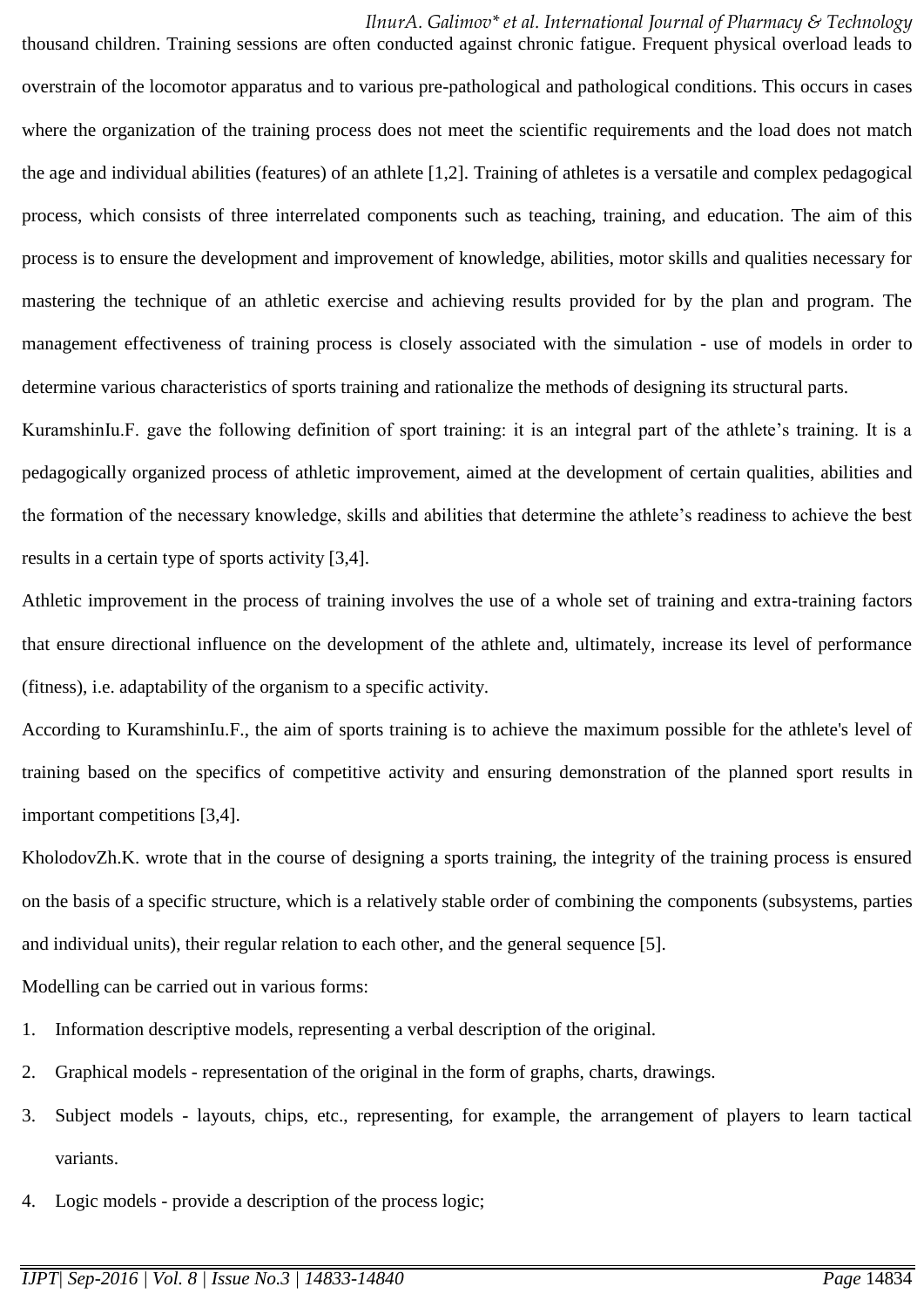thousand children. Training sessions are often conducted against chronic fatigue. Frequent physical overload leads to overstrain of the locomotor apparatus and to various pre-pathological and pathological conditions. This occurs in cases where the organization of the training process does not meet the scientific requirements and the load does not match the age and individual abilities (features) of an athlete [1,2]. Training of athletes is a versatile and complex pedagogical process, which consists of three interrelated components such as teaching, training, and education. The aim of this process is to ensure the development and improvement of knowledge, abilities, motor skills and qualities necessary for mastering the technique of an athletic exercise and achieving results provided for by the plan and program. The management effectiveness of training process is closely associated with the simulation - use of models in order to determine various characteristics of sports training and rationalize the methods of designing its structural parts.

KuramshinIu.F. gave the following definition of sport training: it is an integral part of the athlete's training. It is a pedagogically organized process of athletic improvement, aimed at the development of certain qualities, abilities and the formation of the necessary knowledge, skills and abilities that determine the athlete's readiness to achieve the best results in a certain type of sports activity [3,4].

Athletic improvement in the process of training involves the use of a whole set of training and extra-training factors that ensure directional influence on the development of the athlete and, ultimately, increase its level of performance (fitness), i.e. adaptability of the organism to a specific activity.

According to KuramshinIu.F., the aim of sports training is to achieve the maximum possible for the athlete's level of training based on the specifics of competitive activity and ensuring demonstration of the planned sport results in important competitions [3,4].

KholodovZh.K. wrote that in the course of designing a sports training, the integrity of the training process is ensured on the basis of a specific structure, which is a relatively stable order of combining the components (subsystems, parties and individual units), their regular relation to each other, and the general sequence [5].

Modelling can be carried out in various forms:

1. Information descriptive models, representing a verbal description of the original.
2. Graphical models - representation of the original in the form of graphs, charts, drawings.
3. Subject models - layouts, chips, etc., representing, for example, the arrangement of players to learn tactical variants.
4. Logic models - provide a description of the process logic;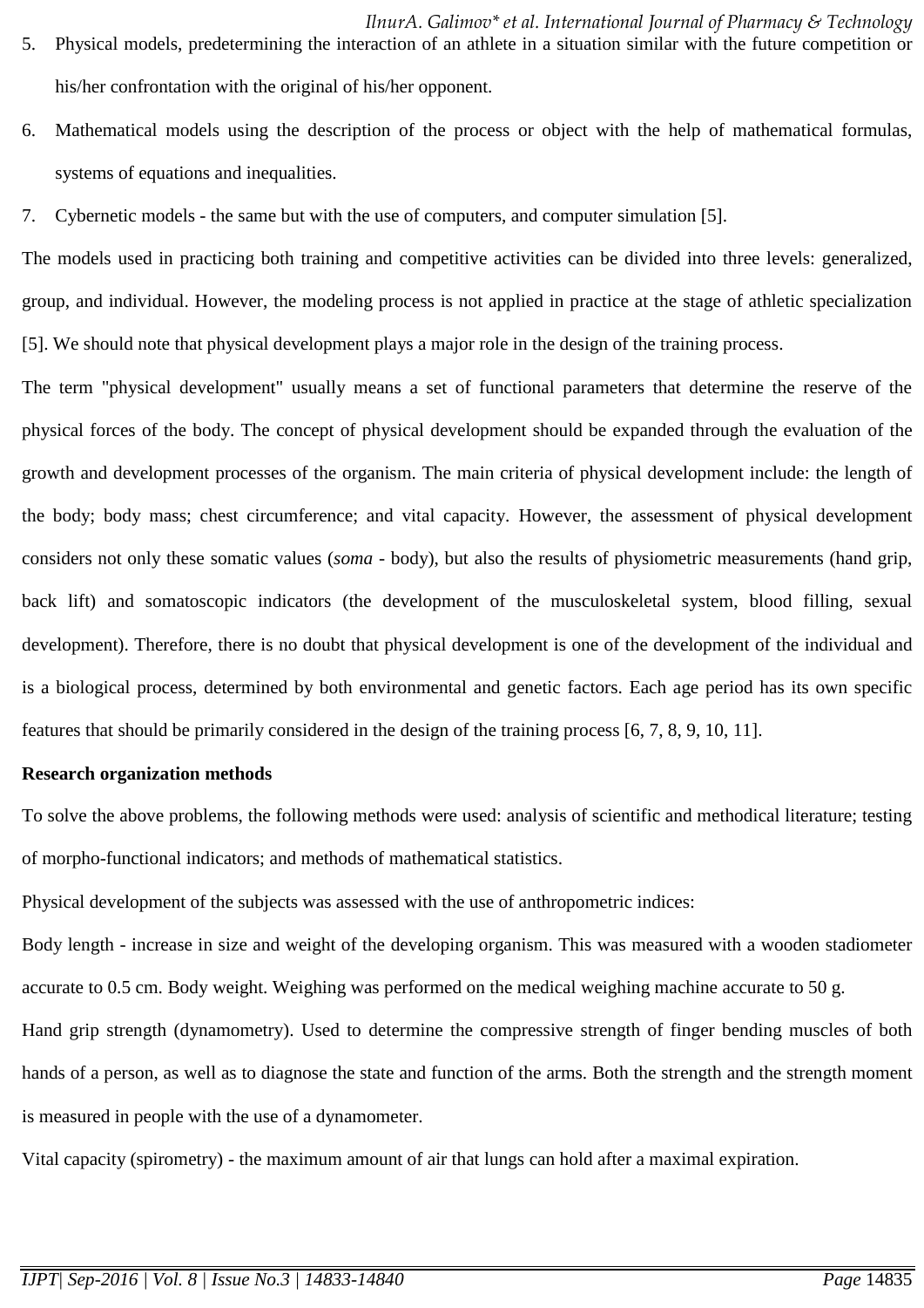5. Physical models, predetermining the interaction of an athlete in a situation similar with the future competition or his/her confrontation with the original of his/her opponent.
6. Mathematical models using the description of the process or object with the help of mathematical formulas, systems of equations and inequalities.
7. Cybernetic models - the same but with the use of computers, and computer simulation [5].

The models used in practicing both training and competitive activities can be divided into three levels: generalized, group, and individual. However, the modeling process is not applied in practice at the stage of athletic specialization [5]. We should note that physical development plays a major role in the design of the training process.

The term "physical development" usually means a set of functional parameters that determine the reserve of the physical forces of the body. The concept of physical development should be expanded through the evaluation of the growth and development processes of the organism. The main criteria of physical development include: the length of the body; body mass; chest circumference; and vital capacity. However, the assessment of physical development considers not only these somatic values (*soma* - body), but also the results of physiometric measurements (hand grip, back lift) and somatoscopic indicators (the development of the musculoskeletal system, blood filling, sexual development). Therefore, there is no doubt that physical development is one of the development of the individual and is a biological process, determined by both environmental and genetic factors. Each age period has its own specific features that should be primarily considered in the design of the training process [6, 7, 8, 9, 10, 11].

**Research organization methods**

To solve the above problems, the following methods were used: analysis of scientific and methodical literature; testing of morpho-functional indicators; and methods of mathematical statistics.

Physical development of the subjects was assessed with the use of anthropometric indices:

Body length - increase in size and weight of the developing organism. This was measured with a wooden stadiometer accurate to 0.5 cm. Body weight. Weighing was performed on the medical weighing machine accurate to 50 g.

Hand grip strength (dynamometry). Used to determine the compressive strength of finger bending muscles of both hands of a person, as well as to diagnose the state and function of the arms. Both the strength and the strength moment is measured in people with the use of a dynamometer.

Vital capacity (spirometry) - the maximum amount of air that lungs can hold after a maximal expiration.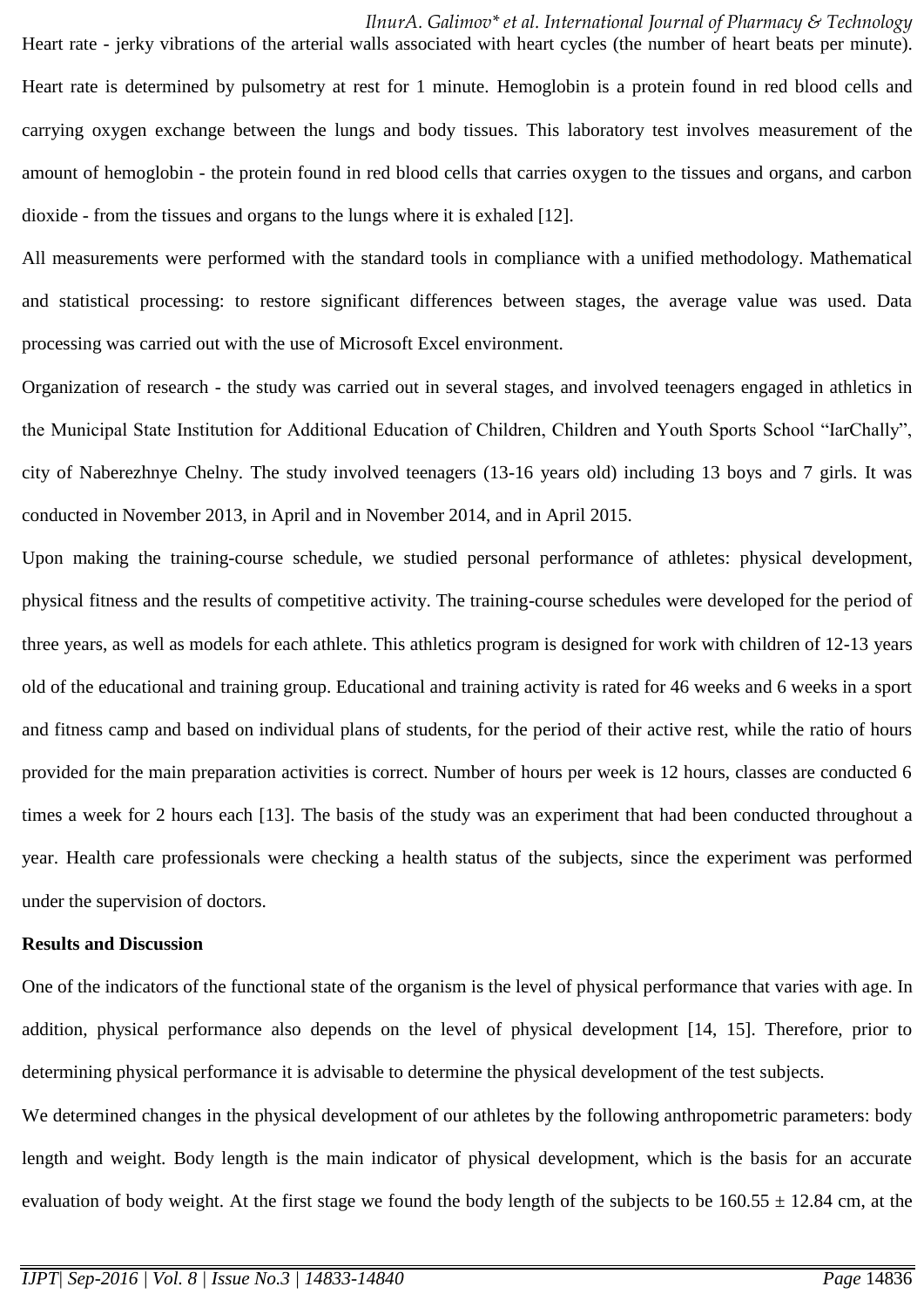Heart rate - jerky vibrations of the arterial walls associated with heart cycles (the number of heart beats per minute). Heart rate is determined by pulsometry at rest for 1 minute. Hemoglobin is a protein found in red blood cells and carrying oxygen exchange between the lungs and body tissues. This laboratory test involves measurement of the amount of hemoglobin - the protein found in red blood cells that carries oxygen to the tissues and organs, and carbon dioxide - from the tissues and organs to the lungs where it is exhaled [12].

All measurements were performed with the standard tools in compliance with a unified methodology. Mathematical and statistical processing: to restore significant differences between stages, the average value was used. Data processing was carried out with the use of Microsoft Excel environment.

Organization of research - the study was carried out in several stages, and involved teenagers engaged in athletics in the Municipal State Institution for Additional Education of Children, Children and Youth Sports School “IarChally”, city of Naberezhnye Chelny. The study involved teenagers (13-16 years old) including 13 boys and 7 girls. It was conducted in November 2013, in April and in November 2014, and in April 2015.

Upon making the training-course schedule, we studied personal performance of athletes: physical development, physical fitness and the results of competitive activity. The training-course schedules were developed for the period of three years, as well as models for each athlete. This athletics program is designed for work with children of 12-13 years old of the educational and training group. Educational and training activity is rated for 46 weeks and 6 weeks in a sport and fitness camp and based on individual plans of students, for the period of their active rest, while the ratio of hours provided for the main preparation activities is correct. Number of hours per week is 12 hours, classes are conducted 6 times a week for 2 hours each [13]. The basis of the study was an experiment that had been conducted throughout a year. Health care professionals were checking a health status of the subjects, since the experiment was performed under the supervision of doctors.

**Results and Discussion**

One of the indicators of the functional state of the organism is the level of physical performance that varies with age. In addition, physical performance also depends on the level of physical development [14, 15]. Therefore, prior to determining physical performance it is advisable to determine the physical development of the test subjects.

We determined changes in the physical development of our athletes by the following anthropometric parameters: body length and weight. Body length is the main indicator of physical development, which is the basis for an accurate evaluation of body weight. At the first stage we found the body length of the subjects to be $160.55 \pm 12.84$ cm, at the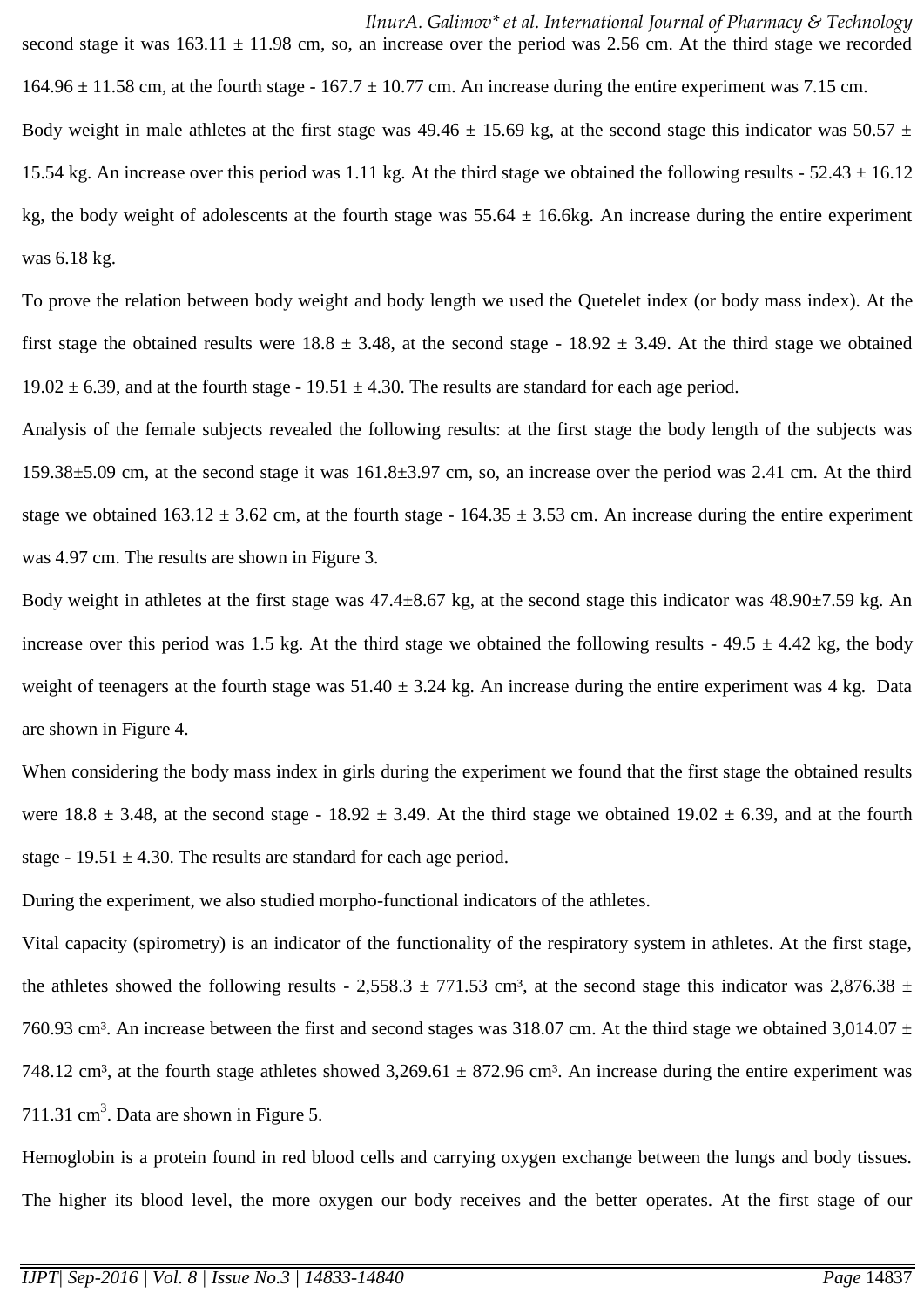second stage it was 163.11 ± 11.98 cm, so, an increase over the period was 2.56 cm. At the third stage we recorded 164.96 ± 11.58 cm, at the fourth stage - 167.7 ± 10.77 cm. An increase during the entire experiment was 7.15 cm.

Body weight in male athletes at the first stage was 49.46 ± 15.69 kg, at the second stage this indicator was 50.57 ± 15.54 kg. An increase over this period was 1.11 kg. At the third stage we obtained the following results - 52.43 ± 16.12 kg, the body weight of adolescents at the fourth stage was 55.64 ± 16.6kg. An increase during the entire experiment was 6.18 kg.

To prove the relation between body weight and body length we used the Quetelet index (or body mass index). At the first stage the obtained results were 18.8 ± 3.48, at the second stage - 18.92 ± 3.49. At the third stage we obtained 19.02 ± 6.39, and at the fourth stage - 19.51 ± 4.30. The results are standard for each age period.

Analysis of the female subjects revealed the following results: at the first stage the body length of the subjects was 159.38±5.09 cm, at the second stage it was 161.8±3.97 cm, so, an increase over the period was 2.41 cm. At the third stage we obtained 163.12 ± 3.62 cm, at the fourth stage - 164.35 ± 3.53 cm. An increase during the entire experiment was 4.97 cm. The results are shown in Figure 3.

Body weight in athletes at the first stage was 47.4±8.67 kg, at the second stage this indicator was 48.90±7.59 kg. An increase over this period was 1.5 kg. At the third stage we obtained the following results - 49.5 ± 4.42 kg, the body weight of teenagers at the fourth stage was 51.40 ± 3.24 kg. An increase during the entire experiment was 4 kg. Data are shown in Figure 4.

When considering the body mass index in girls during the experiment we found that the first stage the obtained results were 18.8 ± 3.48, at the second stage - 18.92 ± 3.49. At the third stage we obtained 19.02 ± 6.39, and at the fourth stage - 19.51 ± 4.30. The results are standard for each age period.

During the experiment, we also studied morpho-functional indicators of the athletes.

Vital capacity (spirometry) is an indicator of the functionality of the respiratory system in athletes. At the first stage, the athletes showed the following results - 2,558.3 ± 771.53 cm³, at the second stage this indicator was 2,876.38 ± 760.93 cm³. An increase between the first and second stages was 318.07 cm. At the third stage we obtained 3,014.07 ± 748.12 cm³, at the fourth stage athletes showed 3,269.61 ± 872.96 cm³. An increase during the entire experiment was 711.31 $cm^3$. Data are shown in Figure 5.

Hemoglobin is a protein found in red blood cells and carrying oxygen exchange between the lungs and body tissues. The higher its blood level, the more oxygen our body receives and the better operates. At the first stage of our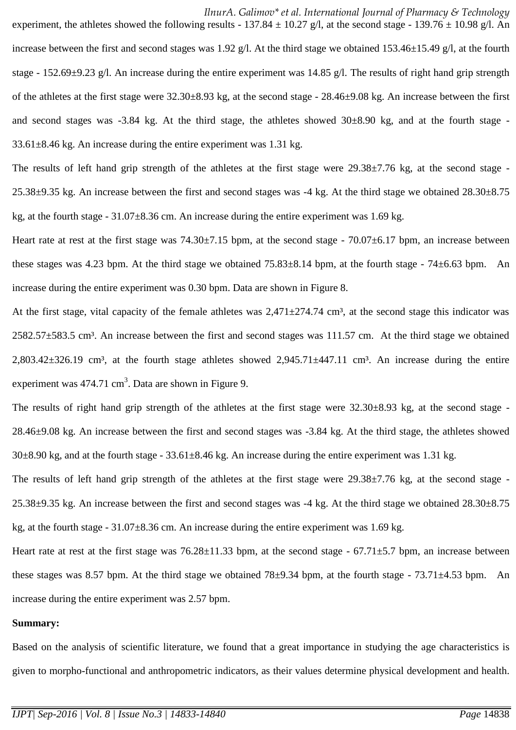experiment, the athletes showed the following results - 137.84 ± 10.27 g/l, at the second stage - 139.76 ± 10.98 g/l. An increase between the first and second stages was 1.92 g/l. At the third stage we obtained 153.46±15.49 g/l, at the fourth stage - 152.69±9.23 g/l. An increase during the entire experiment was 14.85 g/l. The results of right hand grip strength of the athletes at the first stage were 32.30±8.93 kg, at the second stage - 28.46±9.08 kg. An increase between the first and second stages was -3.84 kg. At the third stage, the athletes showed 30±8.90 kg, and at the fourth stage - 33.61±8.46 kg. An increase during the entire experiment was 1.31 kg.

The results of left hand grip strength of the athletes at the first stage were 29.38±7.76 kg, at the second stage - 25.38±9.35 kg. An increase between the first and second stages was -4 kg. At the third stage we obtained 28.30±8.75 kg, at the fourth stage - 31.07±8.36 cm. An increase during the entire experiment was 1.69 kg.

Heart rate at rest at the first stage was 74.30±7.15 bpm, at the second stage - 70.07±6.17 bpm, an increase between these stages was 4.23 bpm. At the third stage we obtained 75.83±8.14 bpm, at the fourth stage - 74±6.63 bpm. An increase during the entire experiment was 0.30 bpm. Data are shown in Figure 8.

At the first stage, vital capacity of the female athletes was 2,471±274.74 cm³, at the second stage this indicator was 2582.57±583.5 cm³. An increase between the first and second stages was 111.57 cm. At the third stage we obtained 2,803.42±326.19 cm³, at the fourth stage athletes showed 2,945.71±447.11 cm³. An increase during the entire experiment was 474.71 cm³. Data are shown in Figure 9.

The results of right hand grip strength of the athletes at the first stage were 32.30±8.93 kg, at the second stage - 28.46±9.08 kg. An increase between the first and second stages was -3.84 kg. At the third stage, the athletes showed 30±8.90 kg, and at the fourth stage - 33.61±8.46 kg. An increase during the entire experiment was 1.31 kg.

The results of left hand grip strength of the athletes at the first stage were 29.38±7.76 kg, at the second stage - 25.38±9.35 kg. An increase between the first and second stages was -4 kg. At the third stage we obtained 28.30±8.75 kg, at the fourth stage - 31.07±8.36 cm. An increase during the entire experiment was 1.69 kg.

Heart rate at rest at the first stage was 76.28±11.33 bpm, at the second stage - 67.71±5.7 bpm, an increase between these stages was 8.57 bpm. At the third stage we obtained 78±9.34 bpm, at the fourth stage - 73.71±4.53 bpm. An increase during the entire experiment was 2.57 bpm.

**Summary:**

Based on the analysis of scientific literature, we found that a great importance in studying the age characteristics is given to morpho-functional and anthropometric indicators, as their values determine physical development and health.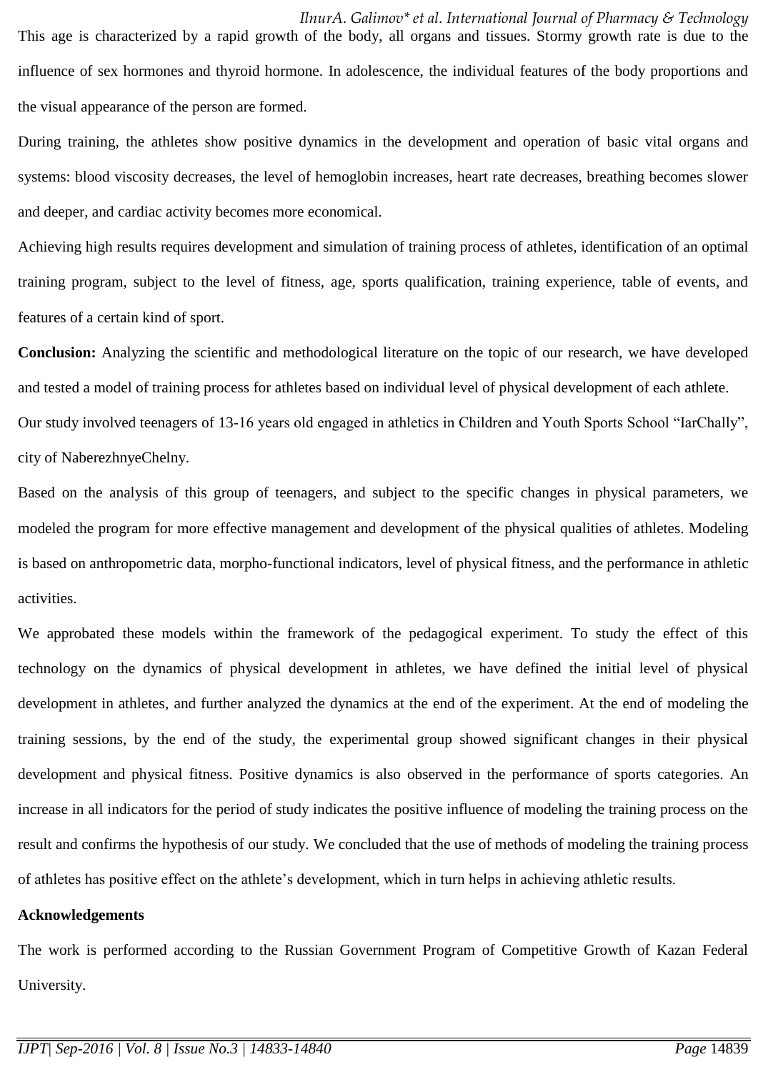This age is characterized by a rapid growth of the body, all organs and tissues. Stormy growth rate is due to the influence of sex hormones and thyroid hormone. In adolescence, the individual features of the body proportions and the visual appearance of the person are formed.

During training, the athletes show positive dynamics in the development and operation of basic vital organs and systems: blood viscosity decreases, the level of hemoglobin increases, heart rate decreases, breathing becomes slower and deeper, and cardiac activity becomes more economical.

Achieving high results requires development and simulation of training process of athletes, identification of an optimal training program, subject to the level of fitness, age, sports qualification, training experience, table of events, and features of a certain kind of sport.

**Conclusion:** Analyzing the scientific and methodological literature on the topic of our research, we have developed and tested a model of training process for athletes based on individual level of physical development of each athlete.

Our study involved teenagers of 13-16 years old engaged in athletics in Children and Youth Sports School "IarChally", city of NaberezhnyeChelny.

Based on the analysis of this group of teenagers, and subject to the specific changes in physical parameters, we modeled the program for more effective management and development of the physical qualities of athletes. Modeling is based on anthropometric data, morpho-functional indicators, level of physical fitness, and the performance in athletic activities.

We approbated these models within the framework of the pedagogical experiment. To study the effect of this technology on the dynamics of physical development in athletes, we have defined the initial level of physical development in athletes, and further analyzed the dynamics at the end of the experiment. At the end of modeling the training sessions, by the end of the study, the experimental group showed significant changes in their physical development and physical fitness. Positive dynamics is also observed in the performance of sports categories. An increase in all indicators for the period of study indicates the positive influence of modeling the training process on the result and confirms the hypothesis of our study. We concluded that the use of methods of modeling the training process of athletes has positive effect on the athlete's development, which in turn helps in achieving athletic results.

**Acknowledgements**

The work is performed according to the Russian Government Program of Competitive Growth of Kazan Federal University.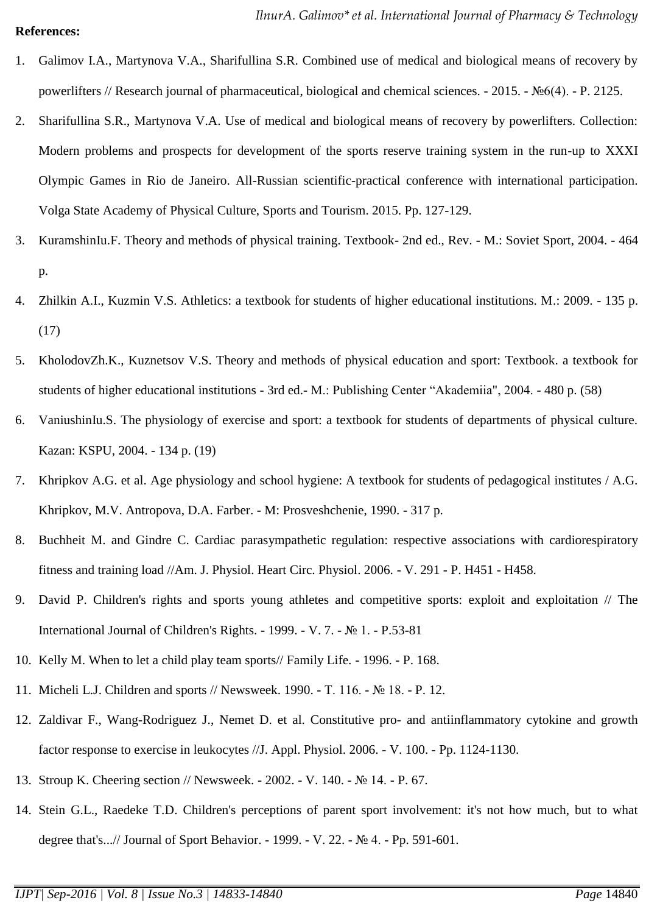**References:**

1. Galimov I.A., Martynova V.A., Sharifullina S.R. Combined use of medical and biological means of recovery by powerlifters // Research journal of pharmaceutical, biological and chemical sciences. - 2015. - №6(4). - P. 2125.
2. Sharifullina S.R., Martynova V.A. Use of medical and biological means of recovery by powerlifters. Collection: Modern problems and prospects for development of the sports reserve training system in the run-up to XXXI Olympic Games in Rio de Janeiro. All-Russian scientific-practical conference with international participation. Volga State Academy of Physical Culture, Sports and Tourism. 2015. Pp. 127-129.
3. KuramshinIu.F. Theory and methods of physical training. Textbook- 2nd ed., Rev. - M.: Soviet Sport, 2004. - 464 p.
4. Zhilkin A.I., Kuzmin V.S. Athletics: a textbook for students of higher educational institutions. M.: 2009. - 135 p. (17)
5. KholodovZh.K., Kuznetsov V.S. Theory and methods of physical education and sport: Textbook. a textbook for students of higher educational institutions - 3rd ed.- M.: Publishing Center "Akademiia", 2004. - 480 p. (58)
6. VaniushinIu.S. The physiology of exercise and sport: a textbook for students of departments of physical culture. Kazan: KSPU, 2004. - 134 p. (19)
7. Khripkov A.G. et al. Age physiology and school hygiene: A textbook for students of pedagogical institutes / A.G. Khripkov, M.V. Antropova, D.A. Farber. - M: Prosveshchenie, 1990. - 317 p.
8. Buchheit M. and Gindre C. Cardiac parasympathetic regulation: respective associations with cardiorespiratory fitness and training load //Am. J. Physiol. Heart Circ. Physiol. 2006. - V. 291 - P. H451 - H458.
9. David P. Children's rights and sports young athletes and competitive sports: exploit and exploitation // The International Journal of Children's Rights. - 1999. - V. 7. - № 1. - P.53-81
10. Kelly M. When to let a child play team sports// Family Life. - 1996. - P. 168.
11. Micheli L.J. Children and sports // Newsweek. 1990. - T. 116. - № 18. - P. 12.
12. Zaldivar F., Wang-Rodriguez J., Nemet D. et al. Constitutive pro- and antiinflammatory cytokine and growth factor response to exercise in leukocytes //J. Appl. Physiol. 2006. - V. 100. - Pp. 1124-1130.
13. Stroup K. Cheering section // Newsweek. - 2002. - V. 140. - № 14. - P. 67.
14. Stein G.L., Raedeke T.D. Children's perceptions of parent sport involvement: it's not how much, but to what degree that's...// Journal of Sport Behavior. - 1999. - V. 22. - № 4. - Pp. 591-601.